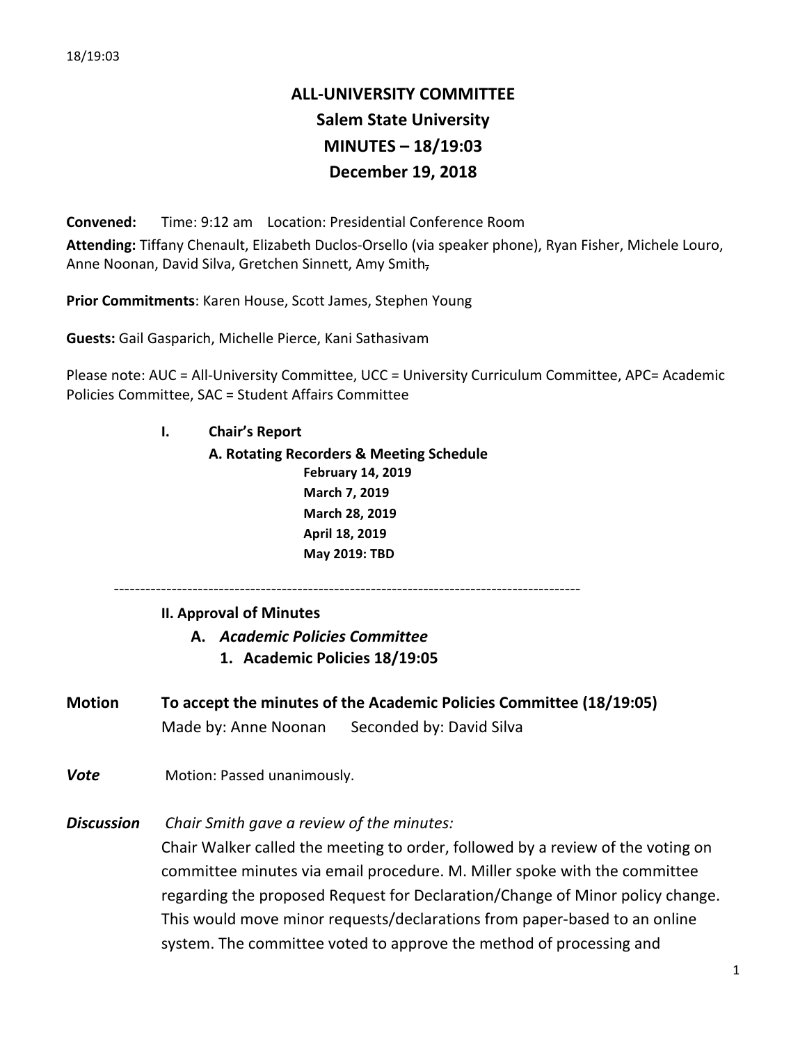# ALL-UNIVERSITY COMMITTEE
## Salem State University
## MINUTES – 18/19:03
## December 19, 2018

**Convened:** Time: 9:12 am Location: Presidential Conference Room

**Attending:** Tiffany Chenault, Elizabeth Duclos-Orsello (via speaker phone), Ryan Fisher, Michele Louro, Anne Noonan, David Silva, Gretchen Sinnett, Amy Smith~~,~~

**Prior Commitments**: Karen House, Scott James, Stephen Young

**Guests:** Gail Gasparich, Michelle Pierce, Kani Sathasivam

Please note: AUC = All-University Committee, UCC = University Curriculum Committee, APC= Academic Policies Committee, SAC = Student Affairs Committee

**I. Chair's Report**

**A. Rotating Recorders & Meeting Schedule**

**February 14, 2019**
**March 7, 2019**
**March 28, 2019**
**April 18, 2019**
**May 2019: TBD**

---

**II. Approval of Minutes**

**A. *Academic Policies Committee***

**1. Academic Policies 18/19:05**

**Motion** **To accept the minutes of the Academic Policies Committee (18/19:05)**
Made by: Anne Noonan Seconded by: David Silva

***Vote*** Motion: Passed unanimously.

***Discussion*** *Chair Smith gave a review of the minutes:*
Chair Walker called the meeting to order, followed by a review of the voting on committee minutes via email procedure. M. Miller spoke with the committee regarding the proposed Request for Declaration/Change of Minor policy change. This would move minor requests/declarations from paper-based to an online system. The committee voted to approve the method of processing and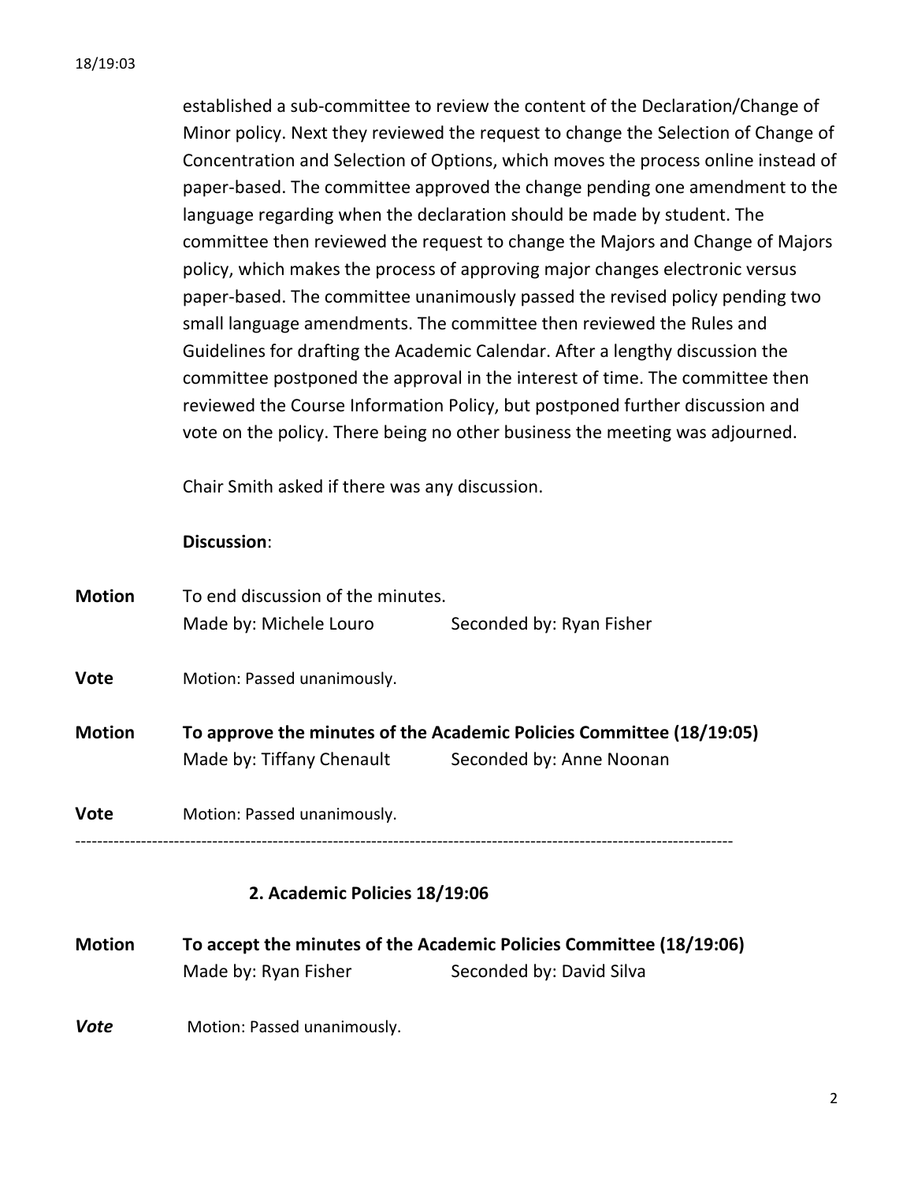established a sub-committee to review the content of the Declaration/Change of Minor policy. Next they reviewed the request to change the Selection of Change of Concentration and Selection of Options, which moves the process online instead of paper-based. The committee approved the change pending one amendment to the language regarding when the declaration should be made by student. The committee then reviewed the request to change the Majors and Change of Majors policy, which makes the process of approving major changes electronic versus paper-based. The committee unanimously passed the revised policy pending two small language amendments. The committee then reviewed the Rules and Guidelines for drafting the Academic Calendar. After a lengthy discussion the committee postponed the approval in the interest of time. The committee then reviewed the Course Information Policy, but postponed further discussion and vote on the policy. There being no other business the meeting was adjourned.

Chair Smith asked if there was any discussion.

**Discussion**:

**Motion** To end discussion of the minutes.
Made by: Michele Louro Seconded by: Ryan Fisher

**Vote** Motion: Passed unanimously.

**Motion** **To approve the minutes of the Academic Policies Committee (18/19:05)**
Made by: Tiffany Chenault Seconded by: Anne Noonan

**Vote** Motion: Passed unanimously.

---

**2. Academic Policies 18/19:06**

**Motion** **To accept the minutes of the Academic Policies Committee (18/19:06)**
Made by: Ryan Fisher Seconded by: David Silva

***Vote*** Motion: Passed unanimously.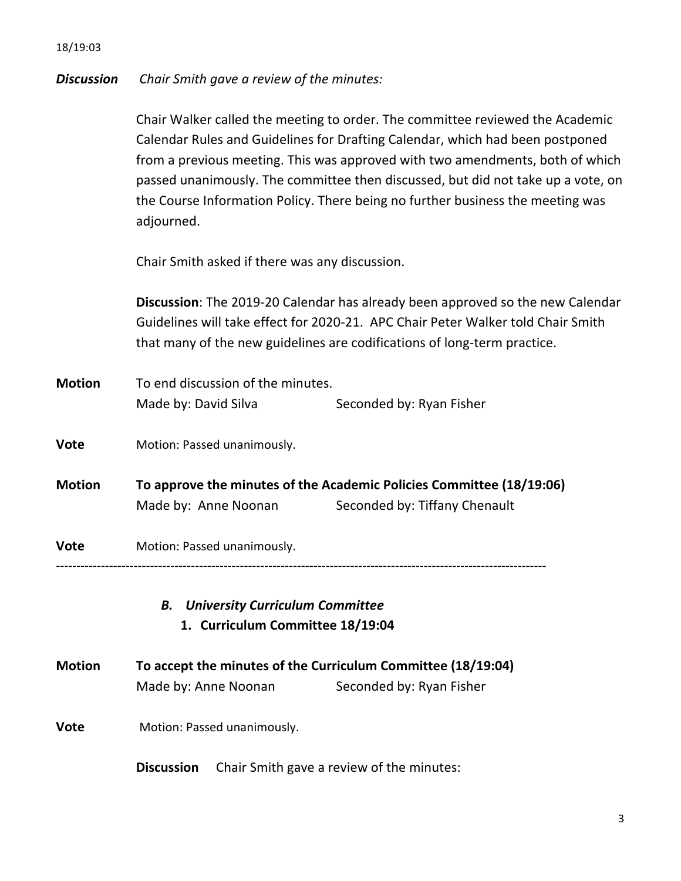18/19:03

***Discussion*** *Chair Smith gave a review of the minutes:*

Chair Walker called the meeting to order. The committee reviewed the Academic Calendar Rules and Guidelines for Drafting Calendar, which had been postponed from a previous meeting. This was approved with two amendments, both of which passed unanimously. The committee then discussed, but did not take up a vote, on the Course Information Policy. There being no further business the meeting was adjourned.

Chair Smith asked if there was any discussion.

**Discussion**: The 2019-20 Calendar has already been approved so the new Calendar Guidelines will take effect for 2020-21. APC Chair Peter Walker told Chair Smith that many of the new guidelines are codifications of long-term practice.

**Motion** To end discussion of the minutes.
Made by: David Silva Seconded by: Ryan Fisher

**Vote** Motion: Passed unanimously.

**Motion** **To approve the minutes of the Academic Policies Committee (18/19:06)**
Made by: Anne Noonan Seconded by: Tiffany Chenault

**Vote** Motion: Passed unanimously.

---

### *B. University Curriculum Committee*

#### 1. Curriculum Committee 18/19:04

**Motion** **To accept the minutes of the Curriculum Committee (18/19:04)**
Made by: Anne Noonan Seconded by: Ryan Fisher

**Vote** Motion: Passed unanimously.

**Discussion** Chair Smith gave a review of the minutes: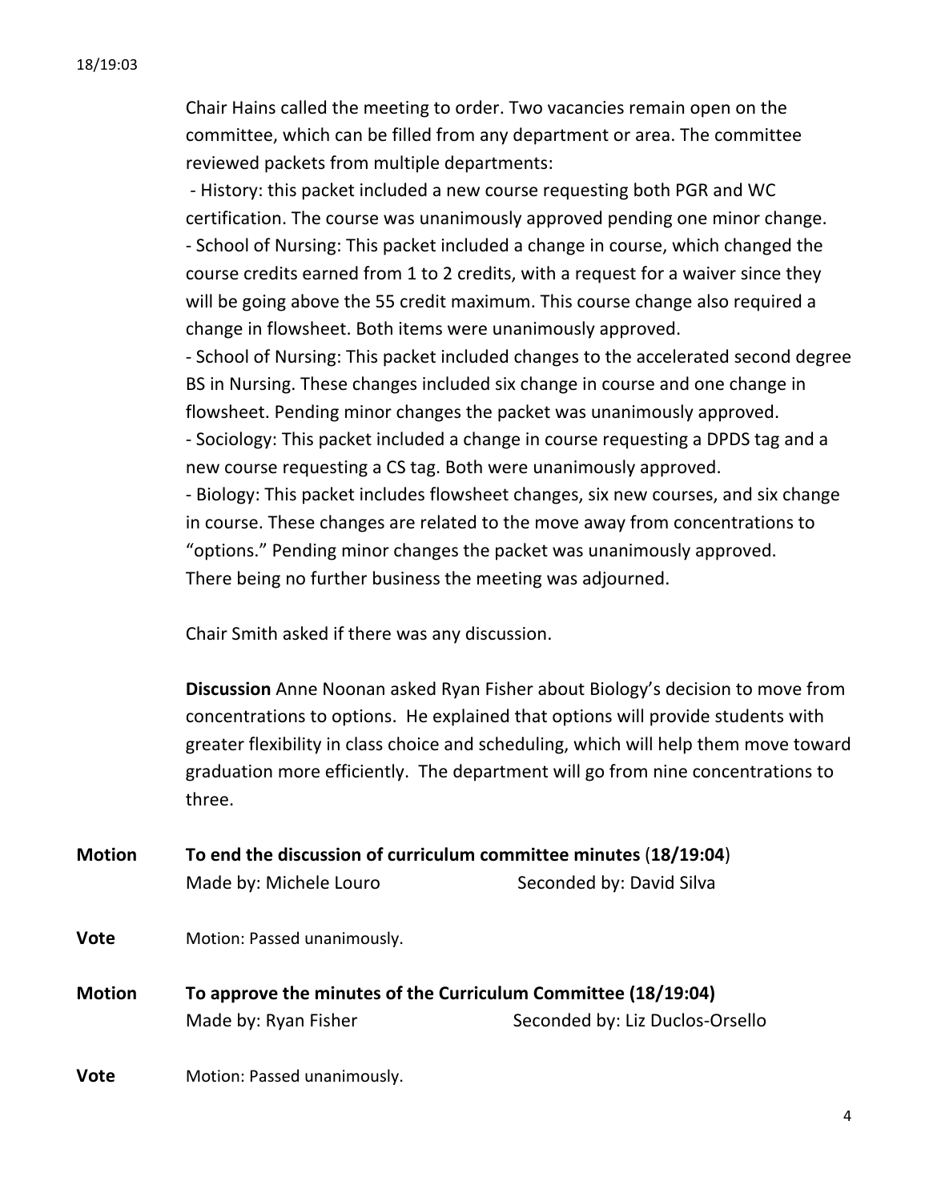18/19:03

Chair Hains called the meeting to order. Two vacancies remain open on the committee, which can be filled from any department or area. The committee reviewed packets from multiple departments:

- History: this packet included a new course requesting both PGR and WC certification. The course was unanimously approved pending one minor change.
- School of Nursing: This packet included a change in course, which changed the course credits earned from 1 to 2 credits, with a request for a waiver since they will be going above the 55 credit maximum. This course change also required a change in flowsheet. Both items were unanimously approved.
- School of Nursing: This packet included changes to the accelerated second degree BS in Nursing. These changes included six change in course and one change in flowsheet. Pending minor changes the packet was unanimously approved.
- Sociology: This packet included a change in course requesting a DPDS tag and a new course requesting a CS tag. Both were unanimously approved.
- Biology: This packet includes flowsheet changes, six new courses, and six change in course. These changes are related to the move away from concentrations to “options.” Pending minor changes the packet was unanimously approved.

There being no further business the meeting was adjourned.

Chair Smith asked if there was any discussion.

**Discussion** Anne Noonan asked Ryan Fisher about Biology’s decision to move from concentrations to options. He explained that options will provide students with greater flexibility in class choice and scheduling, which will help them move toward graduation more efficiently. The department will go from nine concentrations to three.

**Motion** **To end the discussion of curriculum committee minutes (18/19:04)**
Made by: Michele Louro Seconded by: David Silva

**Vote** Motion: Passed unanimously.

**Motion** **To approve the minutes of the Curriculum Committee (18/19:04)**
Made by: Ryan Fisher Seconded by: Liz Duclos-Orsello

**Vote** Motion: Passed unanimously.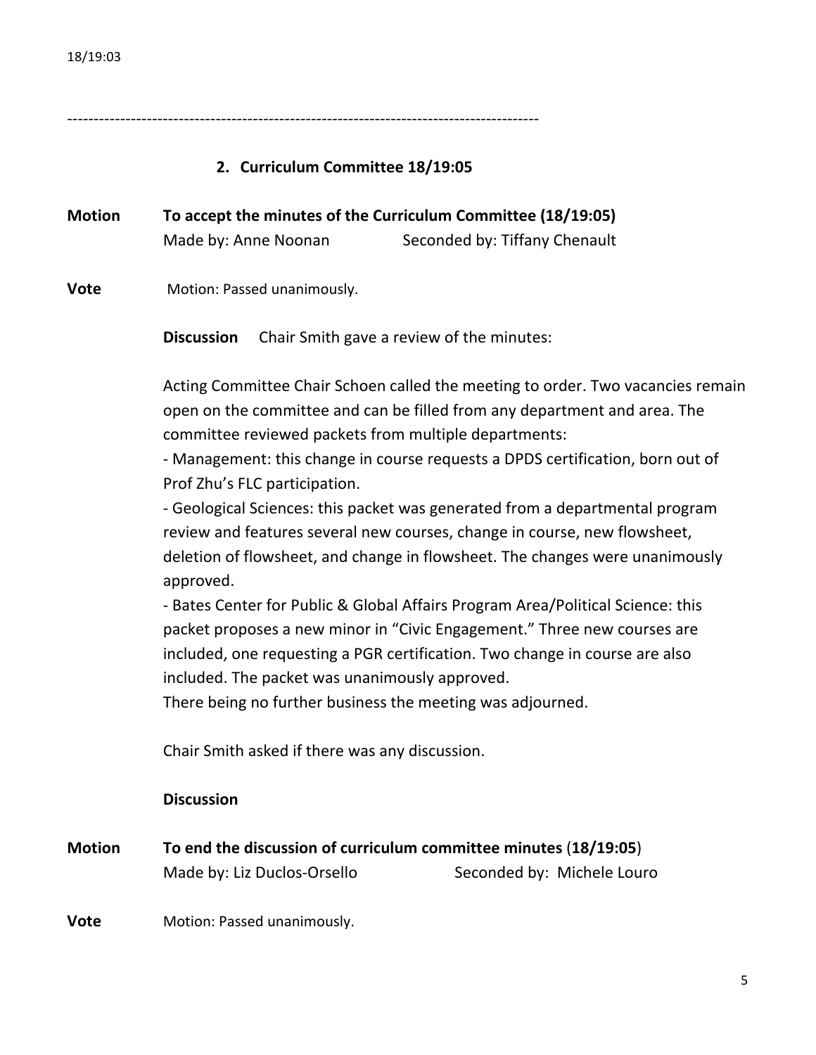18/19:03

---

## 2. Curriculum Committee 18/19:05

**Motion** **To accept the minutes of the Curriculum Committee (18/19:05)**
Made by: Anne Noonan Seconded by: Tiffany Chenault

**Vote** Motion: Passed unanimously.

**Discussion** Chair Smith gave a review of the minutes:

Acting Committee Chair Schoen called the meeting to order. Two vacancies remain open on the committee and can be filled from any department and area. The committee reviewed packets from multiple departments:

- Management: this change in course requests a DPDS certification, born out of Prof Zhu's FLC participation.
- Geological Sciences: this packet was generated from a departmental program review and features several new courses, change in course, new flowsheet, deletion of flowsheet, and change in flowsheet. The changes were unanimously approved.
- Bates Center for Public & Global Affairs Program Area/Political Science: this packet proposes a new minor in "Civic Engagement." Three new courses are included, one requesting a PGR certification. Two change in course are also included. The packet was unanimously approved.

There being no further business the meeting was adjourned.

Chair Smith asked if there was any discussion.

**Discussion**

**Motion** **To end the discussion of curriculum committee minutes (18/19:05)**
Made by: Liz Duclos-Orsello Seconded by: Michele Louro

**Vote** Motion: Passed unanimously.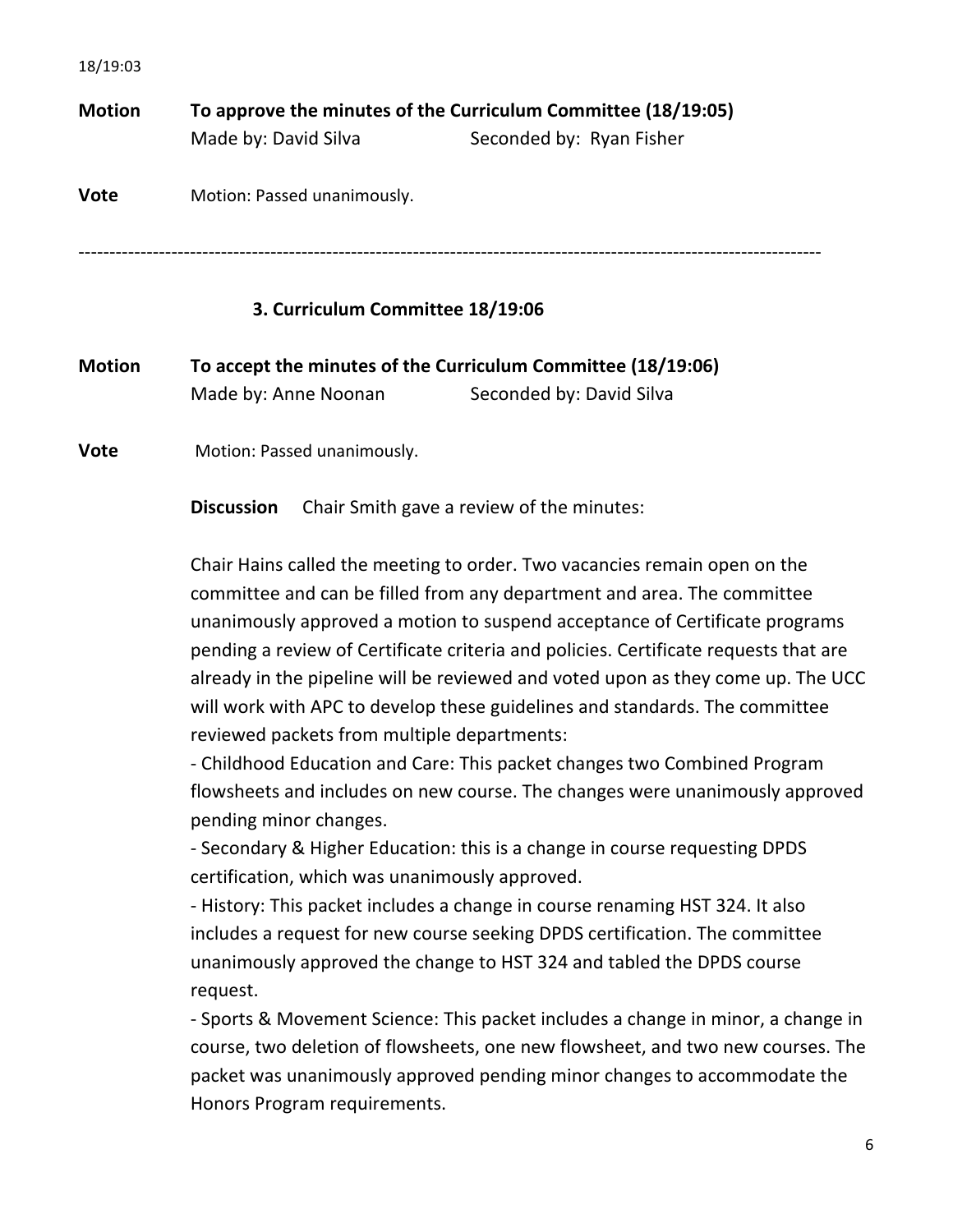18/19:03

**Motion** **To approve the minutes of the Curriculum Committee (18/19:05)**
Made by: David Silva Seconded by: Ryan Fisher

**Vote** Motion: Passed unanimously.

---

### 3. Curriculum Committee 18/19:06

**Motion** **To accept the minutes of the Curriculum Committee (18/19:06)**
Made by: Anne Noonan Seconded by: David Silva

**Vote** Motion: Passed unanimously.

**Discussion** Chair Smith gave a review of the minutes:

Chair Hains called the meeting to order. Two vacancies remain open on the committee and can be filled from any department and area. The committee unanimously approved a motion to suspend acceptance of Certificate programs pending a review of Certificate criteria and policies. Certificate requests that are already in the pipeline will be reviewed and voted upon as they come up. The UCC will work with APC to develop these guidelines and standards. The committee reviewed packets from multiple departments:

- Childhood Education and Care: This packet changes two Combined Program flowsheets and includes on new course. The changes were unanimously approved pending minor changes.
- Secondary & Higher Education: this is a change in course requesting DPDS certification, which was unanimously approved.
- History: This packet includes a change in course renaming HST 324. It also includes a request for new course seeking DPDS certification. The committee unanimously approved the change to HST 324 and tabled the DPDS course request.
- Sports & Movement Science: This packet includes a change in minor, a change in course, two deletion of flowsheets, one new flowsheet, and two new courses. The packet was unanimously approved pending minor changes to accommodate the Honors Program requirements.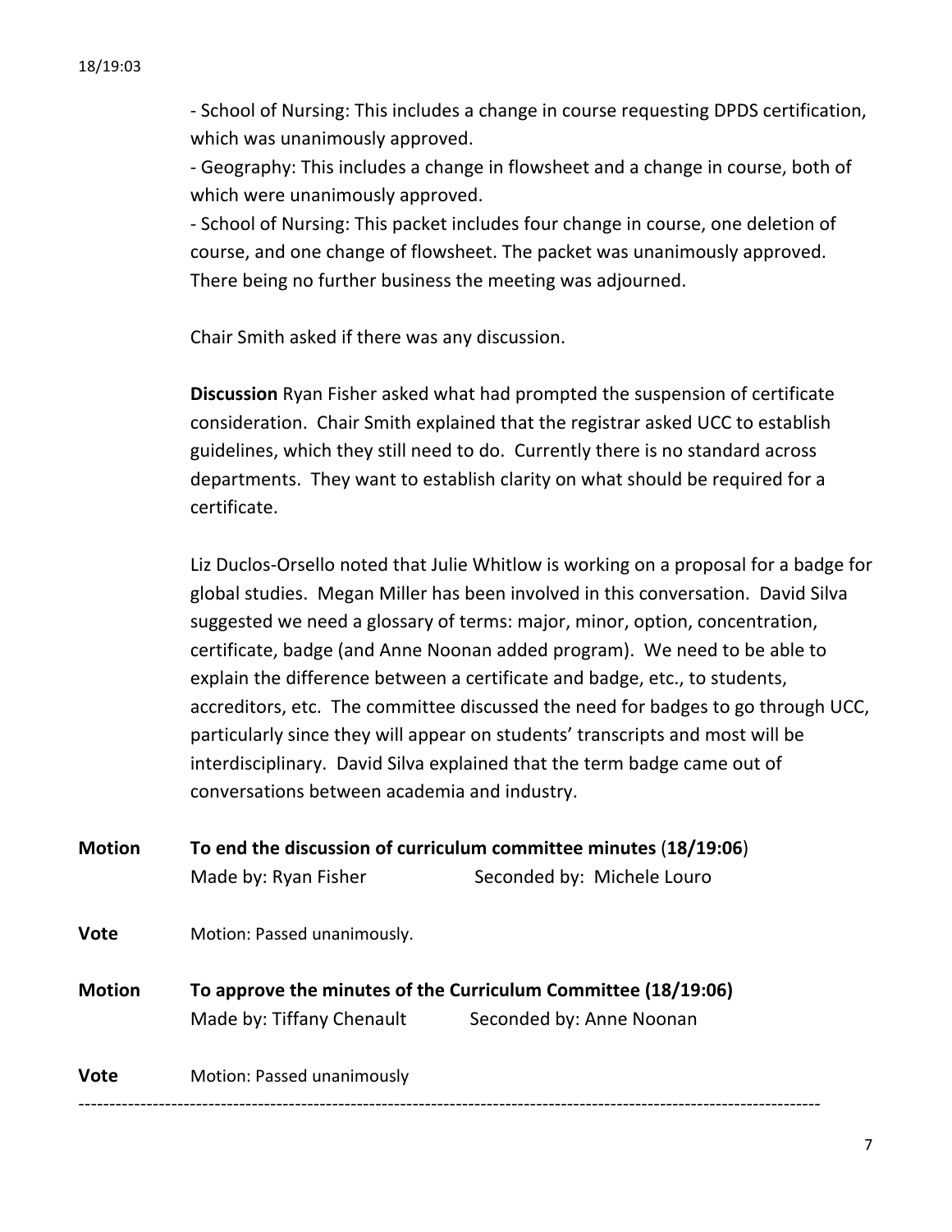- School of Nursing: This includes a change in course requesting DPDS certification, which was unanimously approved.
- Geography: This includes a change in flowsheet and a change in course, both of which were unanimously approved.
- School of Nursing: This packet includes four change in course, one deletion of course, and one change of flowsheet. The packet was unanimously approved.

There being no further business the meeting was adjourned.

Chair Smith asked if there was any discussion.

**Discussion** Ryan Fisher asked what had prompted the suspension of certificate consideration. Chair Smith explained that the registrar asked UCC to establish guidelines, which they still need to do. Currently there is no standard across departments. They want to establish clarity on what should be required for a certificate.

Liz Duclos-Orsello noted that Julie Whitlow is working on a proposal for a badge for global studies. Megan Miller has been involved in this conversation. David Silva suggested we need a glossary of terms: major, minor, option, concentration, certificate, badge (and Anne Noonan added program). We need to be able to explain the difference between a certificate and badge, etc., to students, accreditors, etc. The committee discussed the need for badges to go through UCC, particularly since they will appear on students' transcripts and most will be interdisciplinary. David Silva explained that the term badge came out of conversations between academia and industry.

**Motion** **To end the discussion of curriculum committee minutes** (**18/19:06**)
Made by: Ryan Fisher Seconded by: Michele Louro

**Vote** Motion: Passed unanimously.

**Motion** **To approve the minutes of the Curriculum Committee (18/19:06)**
Made by: Tiffany Chenault Seconded by: Anne Noonan

**Vote** Motion: Passed unanimously

---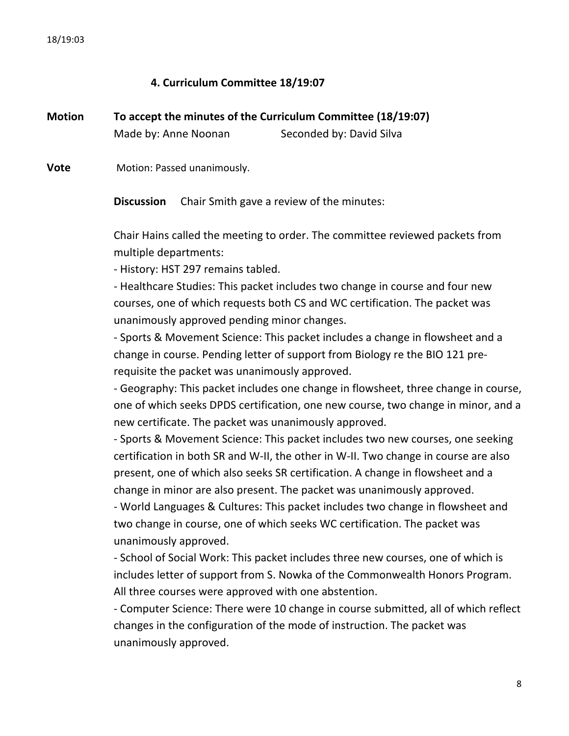#### 4. Curriculum Committee 18/19:07

**Motion** **To accept the minutes of the Curriculum Committee (18/19:07)**
Made by: Anne Noonan Seconded by: David Silva

**Vote** Motion: Passed unanimously.

**Discussion** Chair Smith gave a review of the minutes:

Chair Hains called the meeting to order. The committee reviewed packets from multiple departments:

- History: HST 297 remains tabled.
- Healthcare Studies: This packet includes two change in course and four new courses, one of which requests both CS and WC certification. The packet was unanimously approved pending minor changes.
- Sports & Movement Science: This packet includes a change in flowsheet and a change in course. Pending letter of support from Biology re the BIO 121 pre-requisite the packet was unanimously approved.
- Geography: This packet includes one change in flowsheet, three change in course, one of which seeks DPDS certification, one new course, two change in minor, and a new certificate. The packet was unanimously approved.
- Sports & Movement Science: This packet includes two new courses, one seeking certification in both SR and W-II, the other in W-II. Two change in course are also present, one of which also seeks SR certification. A change in flowsheet and a change in minor are also present. The packet was unanimously approved.
- World Languages & Cultures: This packet includes two change in flowsheet and two change in course, one of which seeks WC certification. The packet was unanimously approved.
- School of Social Work: This packet includes three new courses, one of which is includes letter of support from S. Nowka of the Commonwealth Honors Program. All three courses were approved with one abstention.
- Computer Science: There were 10 change in course submitted, all of which reflect changes in the configuration of the mode of instruction. The packet was unanimously approved.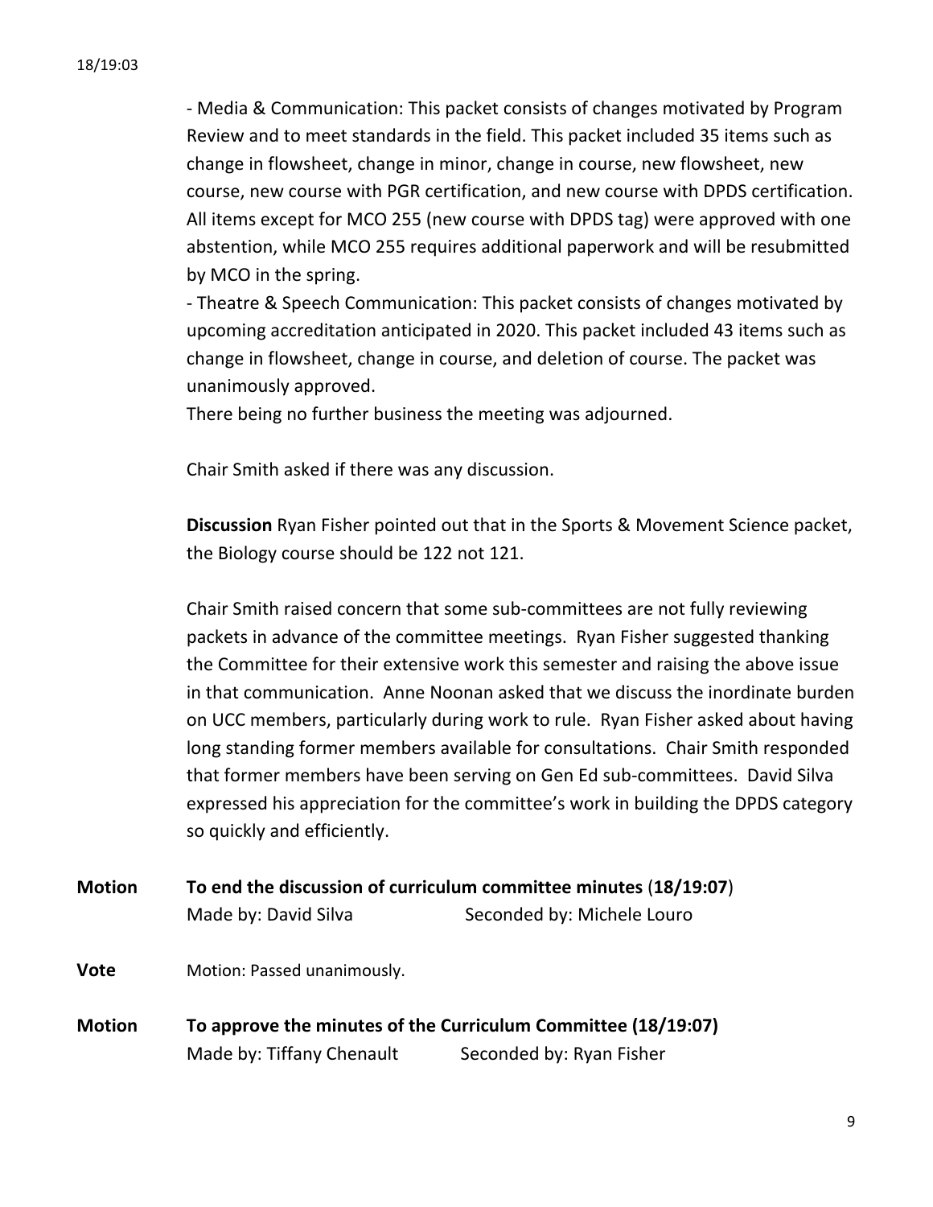- Media & Communication: This packet consists of changes motivated by Program Review and to meet standards in the field. This packet included 35 items such as change in flowsheet, change in minor, change in course, new flowsheet, new course, new course with PGR certification, and new course with DPDS certification. All items except for MCO 255 (new course with DPDS tag) were approved with one abstention, while MCO 255 requires additional paperwork and will be resubmitted by MCO in the spring.

- Theatre & Speech Communication: This packet consists of changes motivated by upcoming accreditation anticipated in 2020. This packet included 43 items such as change in flowsheet, change in course, and deletion of course. The packet was unanimously approved.

There being no further business the meeting was adjourned.

Chair Smith asked if there was any discussion.

**Discussion** Ryan Fisher pointed out that in the Sports & Movement Science packet, the Biology course should be 122 not 121.

Chair Smith raised concern that some sub-committees are not fully reviewing packets in advance of the committee meetings. Ryan Fisher suggested thanking the Committee for their extensive work this semester and raising the above issue in that communication. Anne Noonan asked that we discuss the inordinate burden on UCC members, particularly during work to rule. Ryan Fisher asked about having long standing former members available for consultations. Chair Smith responded that former members have been serving on Gen Ed sub-committees. David Silva expressed his appreciation for the committee's work in building the DPDS category so quickly and efficiently.

**Motion** **To end the discussion of curriculum committee minutes (18/19:07)**
Made by: David Silva Seconded by: Michele Louro

**Vote** Motion: Passed unanimously.

**Motion** **To approve the minutes of the Curriculum Committee (18/19:07)**
Made by: Tiffany Chenault Seconded by: Ryan Fisher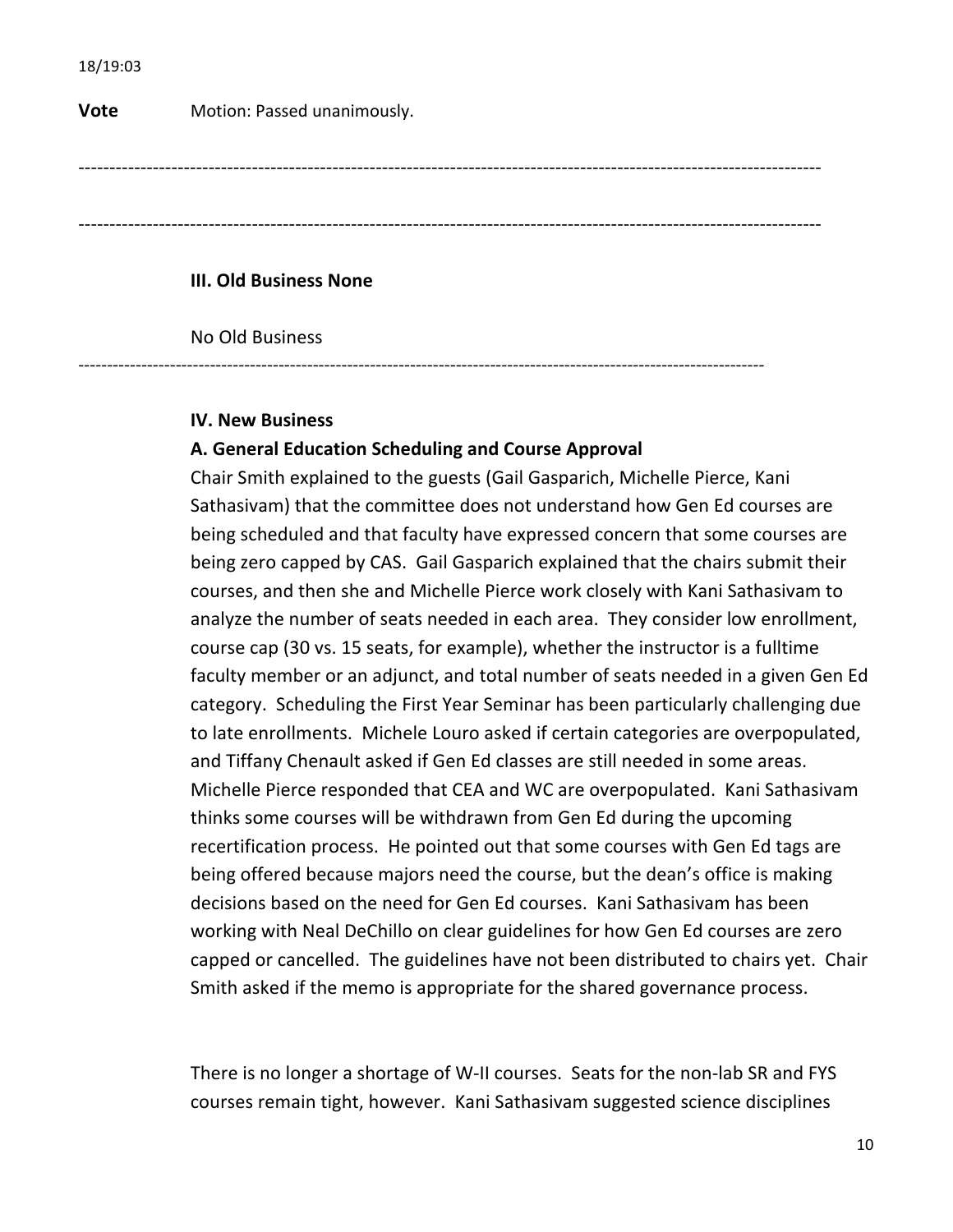18/19:03

**Vote** Motion: Passed unanimously.

---

---

**III. Old Business None**

No Old Business

---

**IV. New Business**

**A. General Education Scheduling and Course Approval**

Chair Smith explained to the guests (Gail Gasparich, Michelle Pierce, Kani Sathasivam) that the committee does not understand how Gen Ed courses are being scheduled and that faculty have expressed concern that some courses are being zero capped by CAS. Gail Gasparich explained that the chairs submit their courses, and then she and Michelle Pierce work closely with Kani Sathasivam to analyze the number of seats needed in each area. They consider low enrollment, course cap (30 vs. 15 seats, for example), whether the instructor is a fulltime faculty member or an adjunct, and total number of seats needed in a given Gen Ed category. Scheduling the First Year Seminar has been particularly challenging due to late enrollments. Michele Louro asked if certain categories are overpopulated, and Tiffany Chenault asked if Gen Ed classes are still needed in some areas. Michelle Pierce responded that CEA and WC are overpopulated. Kani Sathasivam thinks some courses will be withdrawn from Gen Ed during the upcoming recertification process. He pointed out that some courses with Gen Ed tags are being offered because majors need the course, but the dean's office is making decisions based on the need for Gen Ed courses. Kani Sathasivam has been working with Neal DeChillo on clear guidelines for how Gen Ed courses are zero capped or cancelled. The guidelines have not been distributed to chairs yet. Chair Smith asked if the memo is appropriate for the shared governance process.

There is no longer a shortage of W-II courses. Seats for the non-lab SR and FYS courses remain tight, however. Kani Sathasivam suggested science disciplines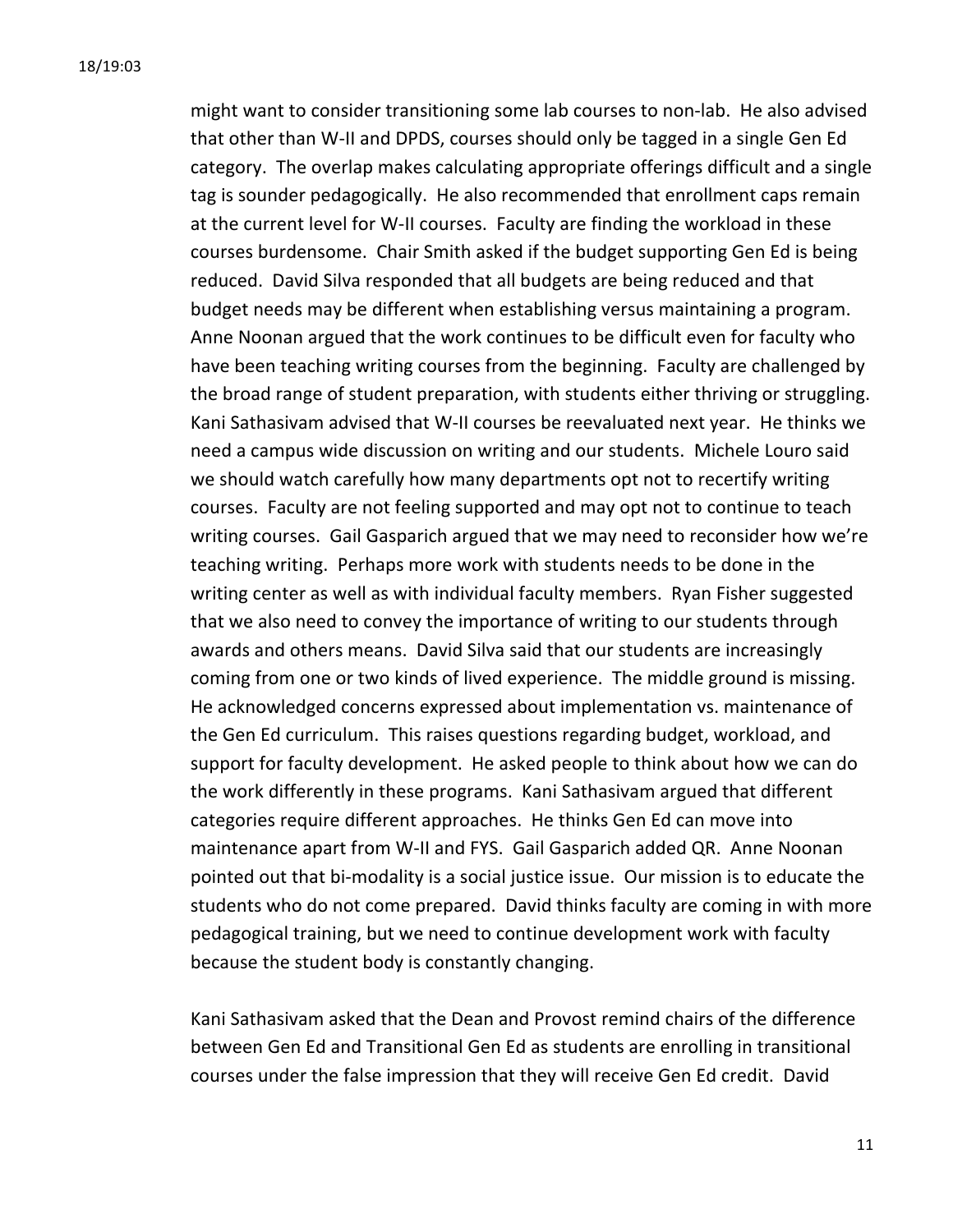might want to consider transitioning some lab courses to non-lab. He also advised that other than W-II and DPDS, courses should only be tagged in a single Gen Ed category. The overlap makes calculating appropriate offerings difficult and a single tag is sounder pedagogically. He also recommended that enrollment caps remain at the current level for W-II courses. Faculty are finding the workload in these courses burdensome. Chair Smith asked if the budget supporting Gen Ed is being reduced. David Silva responded that all budgets are being reduced and that budget needs may be different when establishing versus maintaining a program. Anne Noonan argued that the work continues to be difficult even for faculty who have been teaching writing courses from the beginning. Faculty are challenged by the broad range of student preparation, with students either thriving or struggling. Kani Sathasivam advised that W-II courses be reevaluated next year. He thinks we need a campus wide discussion on writing and our students. Michele Louro said we should watch carefully how many departments opt not to recertify writing courses. Faculty are not feeling supported and may opt not to continue to teach writing courses. Gail Gasparich argued that we may need to reconsider how we're teaching writing. Perhaps more work with students needs to be done in the writing center as well as with individual faculty members. Ryan Fisher suggested that we also need to convey the importance of writing to our students through awards and others means. David Silva said that our students are increasingly coming from one or two kinds of lived experience. The middle ground is missing. He acknowledged concerns expressed about implementation vs. maintenance of the Gen Ed curriculum. This raises questions regarding budget, workload, and support for faculty development. He asked people to think about how we can do the work differently in these programs. Kani Sathasivam argued that different categories require different approaches. He thinks Gen Ed can move into maintenance apart from W-II and FYS. Gail Gasparich added QR. Anne Noonan pointed out that bi-modality is a social justice issue. Our mission is to educate the students who do not come prepared. David thinks faculty are coming in with more pedagogical training, but we need to continue development work with faculty because the student body is constantly changing.

Kani Sathasivam asked that the Dean and Provost remind chairs of the difference between Gen Ed and Transitional Gen Ed as students are enrolling in transitional courses under the false impression that they will receive Gen Ed credit. David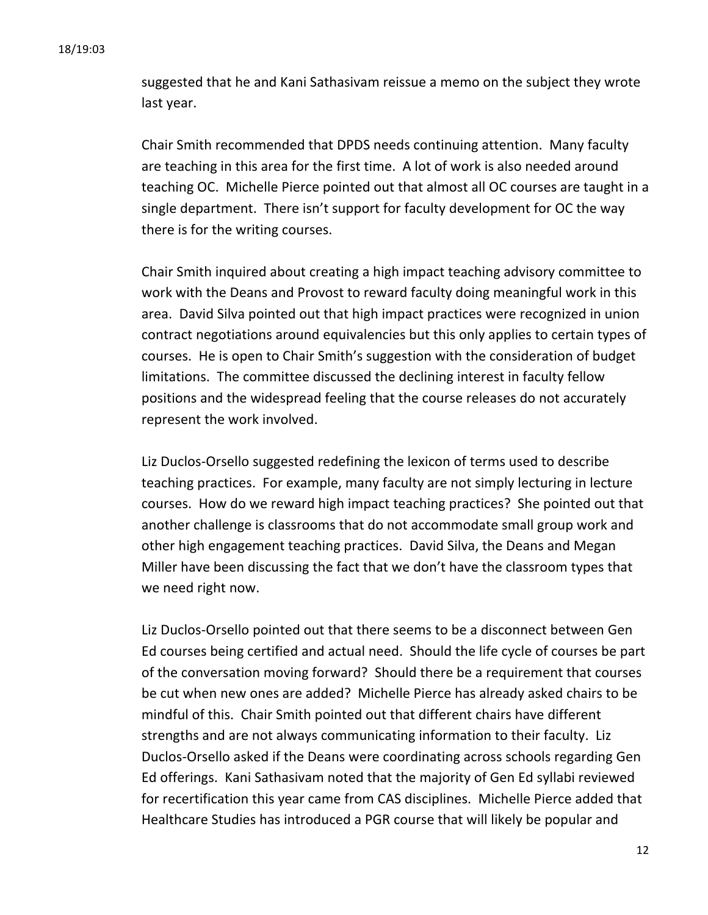suggested that he and Kani Sathasivam reissue a memo on the subject they wrote last year.

Chair Smith recommended that DPDS needs continuing attention. Many faculty are teaching in this area for the first time. A lot of work is also needed around teaching OC. Michelle Pierce pointed out that almost all OC courses are taught in a single department. There isn't support for faculty development for OC the way there is for the writing courses.

Chair Smith inquired about creating a high impact teaching advisory committee to work with the Deans and Provost to reward faculty doing meaningful work in this area. David Silva pointed out that high impact practices were recognized in union contract negotiations around equivalencies but this only applies to certain types of courses. He is open to Chair Smith's suggestion with the consideration of budget limitations. The committee discussed the declining interest in faculty fellow positions and the widespread feeling that the course releases do not accurately represent the work involved.

Liz Duclos-Orsello suggested redefining the lexicon of terms used to describe teaching practices. For example, many faculty are not simply lecturing in lecture courses. How do we reward high impact teaching practices? She pointed out that another challenge is classrooms that do not accommodate small group work and other high engagement teaching practices. David Silva, the Deans and Megan Miller have been discussing the fact that we don't have the classroom types that we need right now.

Liz Duclos-Orsello pointed out that there seems to be a disconnect between Gen Ed courses being certified and actual need. Should the life cycle of courses be part of the conversation moving forward? Should there be a requirement that courses be cut when new ones are added? Michelle Pierce has already asked chairs to be mindful of this. Chair Smith pointed out that different chairs have different strengths and are not always communicating information to their faculty. Liz Duclos-Orsello asked if the Deans were coordinating across schools regarding Gen Ed offerings. Kani Sathasivam noted that the majority of Gen Ed syllabi reviewed for recertification this year came from CAS disciplines. Michelle Pierce added that Healthcare Studies has introduced a PGR course that will likely be popular and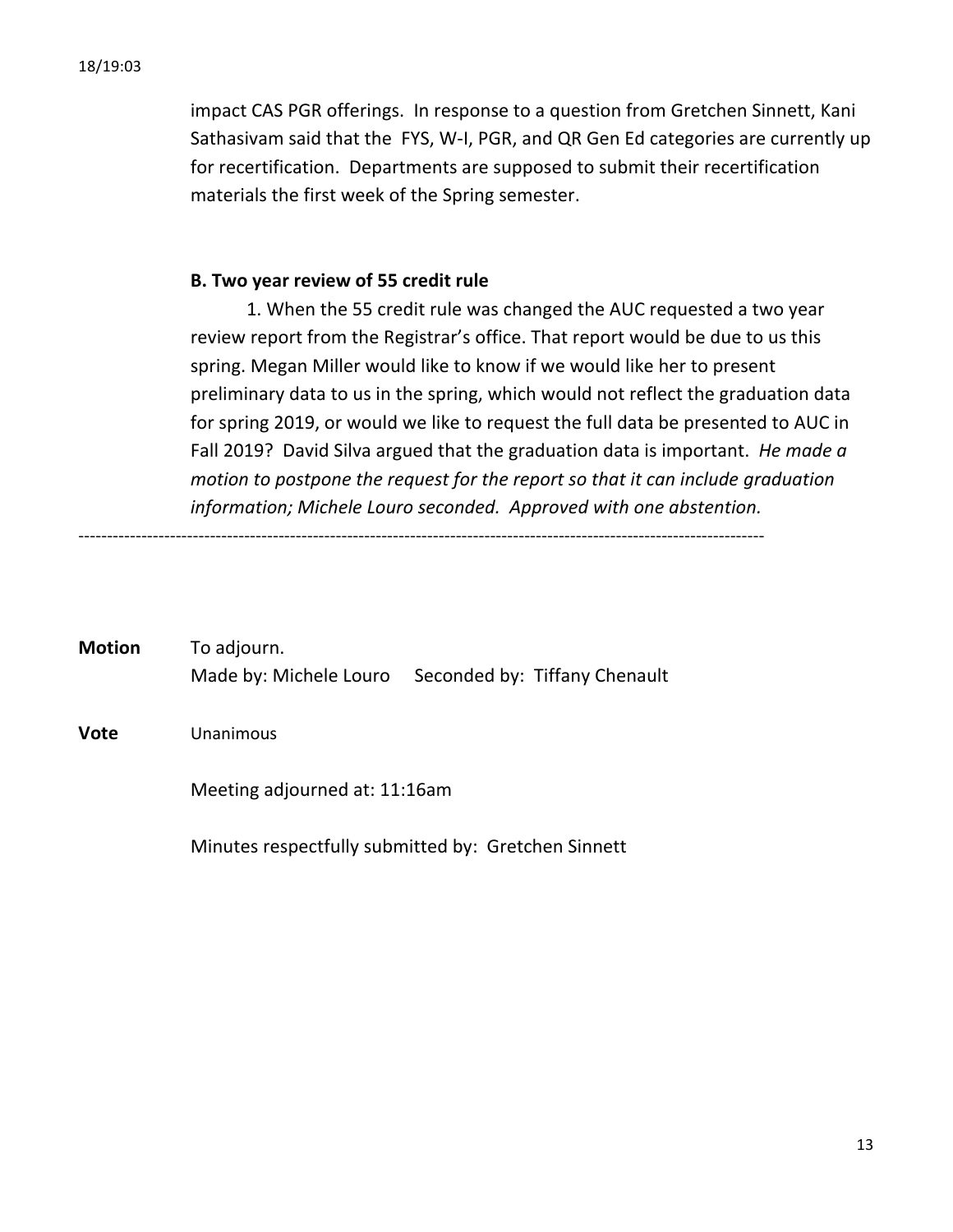impact CAS PGR offerings. In response to a question from Gretchen Sinnett, Kani Sathasivam said that the FYS, W-I, PGR, and QR Gen Ed categories are currently up for recertification. Departments are supposed to submit their recertification materials the first week of the Spring semester.

**B. Two year review of 55 credit rule**

1. When the 55 credit rule was changed the AUC requested a two year review report from the Registrar's office. That report would be due to us this spring. Megan Miller would like to know if we would like her to present preliminary data to us in the spring, which would not reflect the graduation data for spring 2019, or would we like to request the full data be presented to AUC in Fall 2019? David Silva argued that the graduation data is important. *He made a motion to postpone the request for the report so that it can include graduation information; Michele Louro seconded. Approved with one abstention.*

---

**Motion** To adjourn.
Made by: Michele Louro Seconded by: Tiffany Chenault

**Vote** Unanimous

Meeting adjourned at: 11:16am

Minutes respectfully submitted by: Gretchen Sinnett